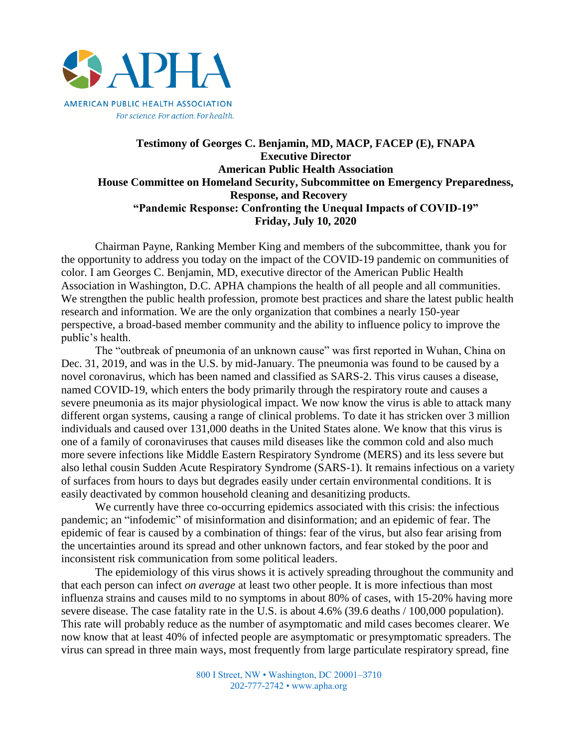AMERICAN PUBLIC HEALTH ASSOCIATION
*For science. For action. For health.*

**Testimony of Georges C. Benjamin, MD, MACP, FACEP (E), FNAPA**
**Executive Director**
**American Public Health Association**
**House Committee on Homeland Security, Subcommittee on Emergency Preparedness, Response, and Recovery**
**"Pandemic Response: Confronting the Unequal Impacts of COVID-19"**
**Friday, July 10, 2020**

Chairman Payne, Ranking Member King and members of the subcommittee, thank you for the opportunity to address you today on the impact of the COVID-19 pandemic on communities of color. I am Georges C. Benjamin, MD, executive director of the American Public Health Association in Washington, D.C. APHA champions the health of all people and all communities. We strengthen the public health profession, promote best practices and share the latest public health research and information. We are the only organization that combines a nearly 150-year perspective, a broad-based member community and the ability to influence policy to improve the public's health.

The "outbreak of pneumonia of an unknown cause" was first reported in Wuhan, China on Dec. 31, 2019, and was in the U.S. by mid-January. The pneumonia was found to be caused by a novel coronavirus, which has been named and classified as SARS-2. This virus causes a disease, named COVID-19, which enters the body primarily through the respiratory route and causes a severe pneumonia as its major physiological impact. We now know the virus is able to attack many different organ systems, causing a range of clinical problems. To date it has stricken over 3 million individuals and caused over 131,000 deaths in the United States alone. We know that this virus is one of a family of coronaviruses that causes mild diseases like the common cold and also much more severe infections like Middle Eastern Respiratory Syndrome (MERS) and its less severe but also lethal cousin Sudden Acute Respiratory Syndrome (SARS-1). It remains infectious on a variety of surfaces from hours to days but degrades easily under certain environmental conditions. It is easily deactivated by common household cleaning and desanitizing products.

We currently have three co-occurring epidemics associated with this crisis: the infectious pandemic; an "infodemic" of misinformation and disinformation; and an epidemic of fear. The epidemic of fear is caused by a combination of things: fear of the virus, but also fear arising from the uncertainties around its spread and other unknown factors, and fear stoked by the poor and inconsistent risk communication from some political leaders.

The epidemiology of this virus shows it is actively spreading throughout the community and that each person can infect *on average* at least two other people. It is more infectious than most influenza strains and causes mild to no symptoms in about 80% of cases, with 15-20% having more severe disease. The case fatality rate in the U.S. is about 4.6% (39.6 deaths / 100,000 population). This rate will probably reduce as the number of asymptomatic and mild cases becomes clearer. We now know that at least 40% of infected people are asymptomatic or presymptomatic spreaders. The virus can spread in three main ways, most frequently from large particulate respiratory spread, fine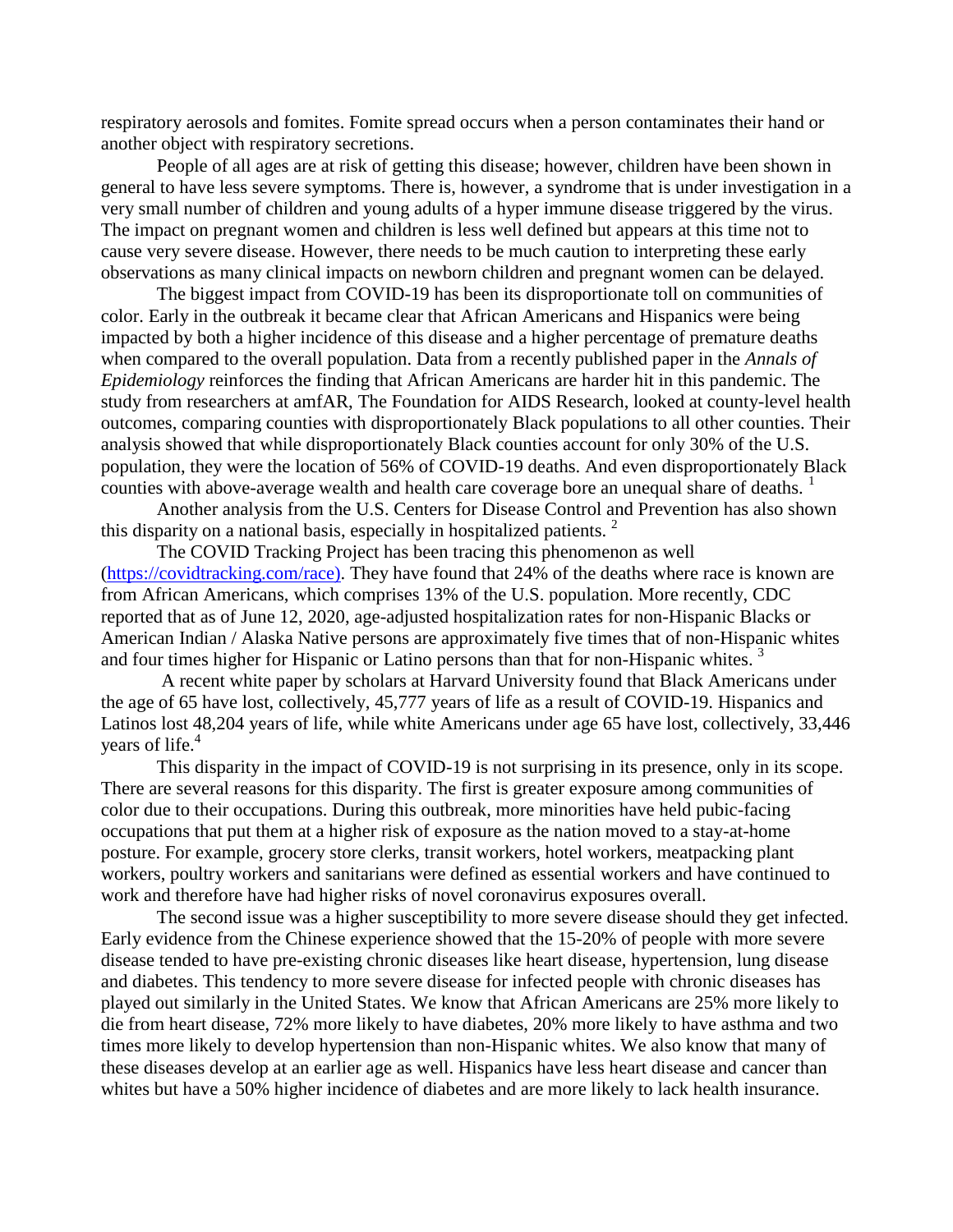respiratory aerosols and fomites. Fomite spread occurs when a person contaminates their hand or another object with respiratory secretions.

People of all ages are at risk of getting this disease; however, children have been shown in general to have less severe symptoms. There is, however, a syndrome that is under investigation in a very small number of children and young adults of a hyper immune disease triggered by the virus. The impact on pregnant women and children is less well defined but appears at this time not to cause very severe disease. However, there needs to be much caution to interpreting these early observations as many clinical impacts on newborn children and pregnant women can be delayed.

The biggest impact from COVID-19 has been its disproportionate toll on communities of color. Early in the outbreak it became clear that African Americans and Hispanics were being impacted by both a higher incidence of this disease and a higher percentage of premature deaths when compared to the overall population. Data from a recently published paper in the *Annals of Epidemiology* reinforces the finding that African Americans are harder hit in this pandemic. The study from researchers at amfAR, The Foundation for AIDS Research, looked at county-level health outcomes, comparing counties with disproportionately Black populations to all other counties. Their analysis showed that while disproportionately Black counties account for only 30% of the U.S. population, they were the location of 56% of COVID-19 deaths. And even disproportionately Black counties with above-average wealth and health care coverage bore an unequal share of deaths. [1]

Another analysis from the U.S. Centers for Disease Control and Prevention has also shown this disparity on a national basis, especially in hospitalized patients. [2]

The COVID Tracking Project has been tracing this phenomenon as well (https://covidtracking.com/race). They have found that 24% of the deaths where race is known are from African Americans, which comprises 13% of the U.S. population. More recently, CDC reported that as of June 12, 2020, age-adjusted hospitalization rates for non-Hispanic Blacks or American Indian / Alaska Native persons are approximately five times that of non-Hispanic whites and four times higher for Hispanic or Latino persons than that for non-Hispanic whites. [3]

A recent white paper by scholars at Harvard University found that Black Americans under the age of 65 have lost, collectively, 45,777 years of life as a result of COVID-19. Hispanics and Latinos lost 48,204 years of life, while white Americans under age 65 have lost, collectively, 33,446 years of life.[4]

This disparity in the impact of COVID-19 is not surprising in its presence, only in its scope. There are several reasons for this disparity. The first is greater exposure among communities of color due to their occupations. During this outbreak, more minorities have held pubic-facing occupations that put them at a higher risk of exposure as the nation moved to a stay-at-home posture. For example, grocery store clerks, transit workers, hotel workers, meatpacking plant workers, poultry workers and sanitarians were defined as essential workers and have continued to work and therefore have had higher risks of novel coronavirus exposures overall.

The second issue was a higher susceptibility to more severe disease should they get infected. Early evidence from the Chinese experience showed that the 15-20% of people with more severe disease tended to have pre-existing chronic diseases like heart disease, hypertension, lung disease and diabetes. This tendency to more severe disease for infected people with chronic diseases has played out similarly in the United States. We know that African Americans are 25% more likely to die from heart disease, 72% more likely to have diabetes, 20% more likely to have asthma and two times more likely to develop hypertension than non-Hispanic whites. We also know that many of these diseases develop at an earlier age as well. Hispanics have less heart disease and cancer than whites but have a 50% higher incidence of diabetes and are more likely to lack health insurance.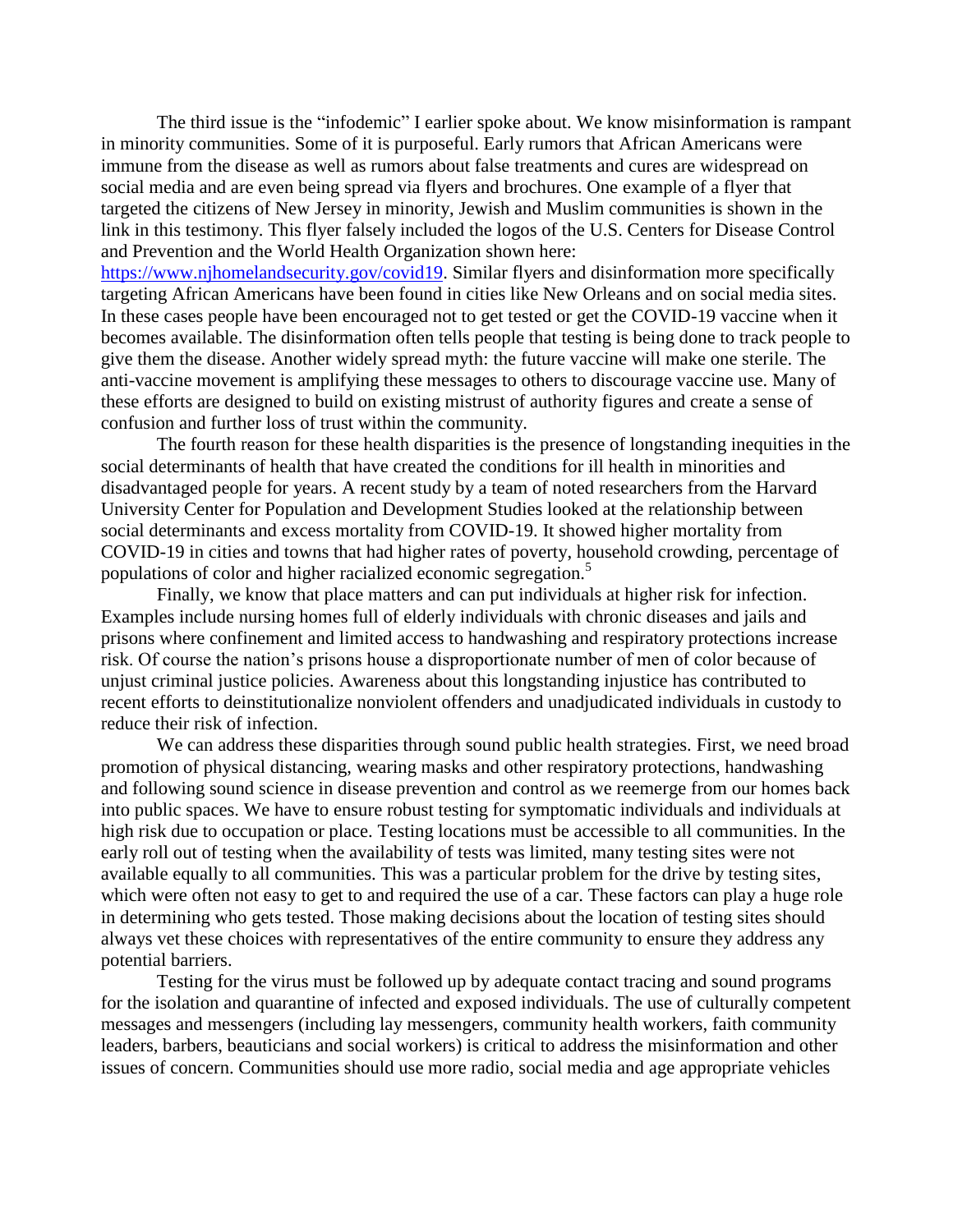The third issue is the "infodemic" I earlier spoke about. We know misinformation is rampant in minority communities. Some of it is purposeful. Early rumors that African Americans were immune from the disease as well as rumors about false treatments and cures are widespread on social media and are even being spread via flyers and brochures. One example of a flyer that targeted the citizens of New Jersey in minority, Jewish and Muslim communities is shown in the link in this testimony. This flyer falsely included the logos of the U.S. Centers for Disease Control and Prevention and the World Health Organization shown here: https://www.njhomelandsecurity.gov/covid19. Similar flyers and disinformation more specifically targeting African Americans have been found in cities like New Orleans and on social media sites. In these cases people have been encouraged not to get tested or get the COVID-19 vaccine when it becomes available. The disinformation often tells people that testing is being done to track people to give them the disease. Another widely spread myth: the future vaccine will make one sterile. The anti-vaccine movement is amplifying these messages to others to discourage vaccine use. Many of these efforts are designed to build on existing mistrust of authority figures and create a sense of confusion and further loss of trust within the community.

The fourth reason for these health disparities is the presence of longstanding inequities in the social determinants of health that have created the conditions for ill health in minorities and disadvantaged people for years. A recent study by a team of noted researchers from the Harvard University Center for Population and Development Studies looked at the relationship between social determinants and excess mortality from COVID-19. It showed higher mortality from COVID-19 in cities and towns that had higher rates of poverty, household crowding, percentage of populations of color and higher racialized economic segregation.[5]

Finally, we know that place matters and can put individuals at higher risk for infection. Examples include nursing homes full of elderly individuals with chronic diseases and jails and prisons where confinement and limited access to handwashing and respiratory protections increase risk. Of course the nation's prisons house a disproportionate number of men of color because of unjust criminal justice policies. Awareness about this longstanding injustice has contributed to recent efforts to deinstitutionalize nonviolent offenders and unadjudicated individuals in custody to reduce their risk of infection.

We can address these disparities through sound public health strategies. First, we need broad promotion of physical distancing, wearing masks and other respiratory protections, handwashing and following sound science in disease prevention and control as we reemerge from our homes back into public spaces. We have to ensure robust testing for symptomatic individuals and individuals at high risk due to occupation or place. Testing locations must be accessible to all communities. In the early roll out of testing when the availability of tests was limited, many testing sites were not available equally to all communities. This was a particular problem for the drive by testing sites, which were often not easy to get to and required the use of a car. These factors can play a huge role in determining who gets tested. Those making decisions about the location of testing sites should always vet these choices with representatives of the entire community to ensure they address any potential barriers.

Testing for the virus must be followed up by adequate contact tracing and sound programs for the isolation and quarantine of infected and exposed individuals. The use of culturally competent messages and messengers (including lay messengers, community health workers, faith community leaders, barbers, beauticians and social workers) is critical to address the misinformation and other issues of concern. Communities should use more radio, social media and age appropriate vehicles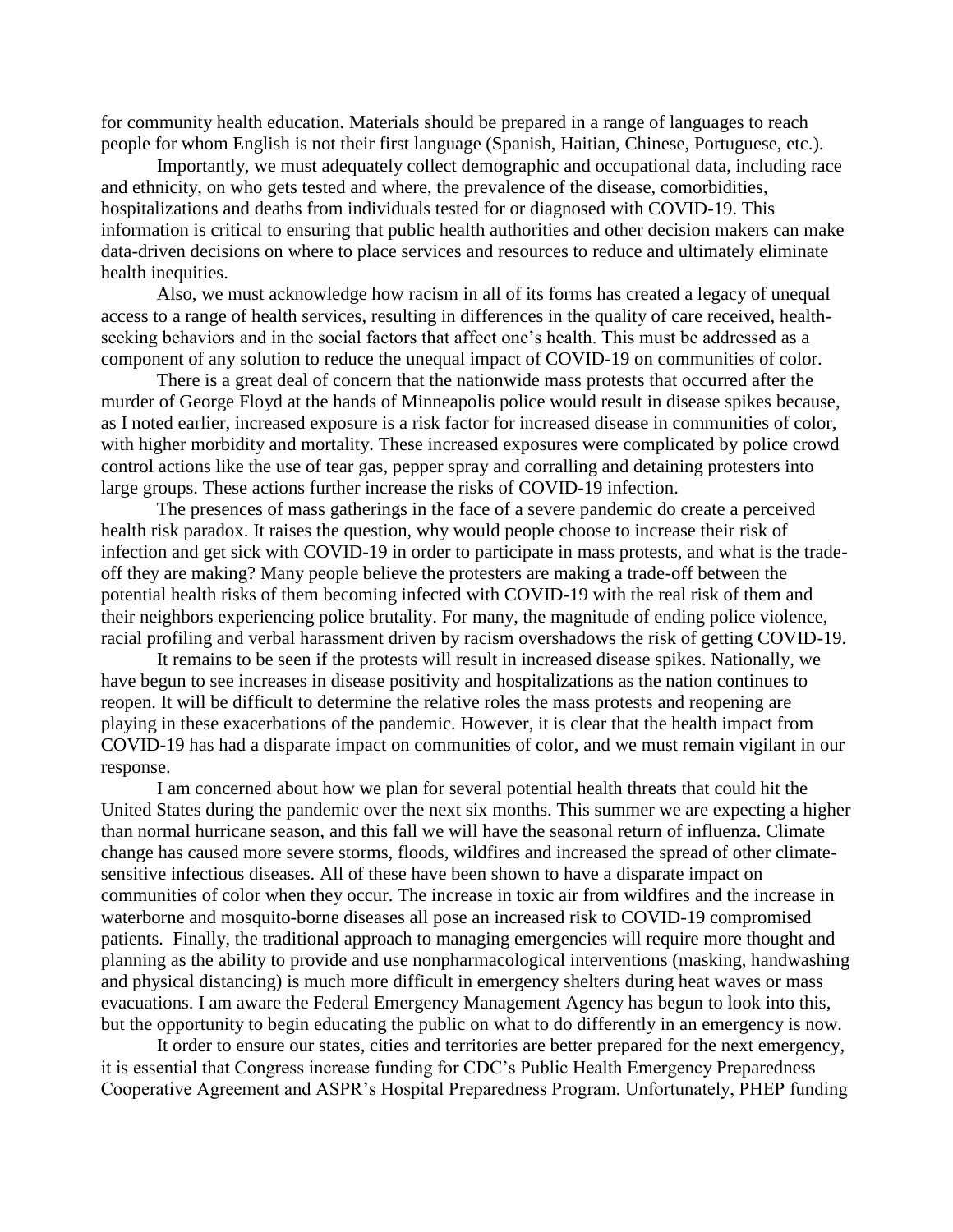for community health education. Materials should be prepared in a range of languages to reach people for whom English is not their first language (Spanish, Haitian, Chinese, Portuguese, etc.).

Importantly, we must adequately collect demographic and occupational data, including race and ethnicity, on who gets tested and where, the prevalence of the disease, comorbidities, hospitalizations and deaths from individuals tested for or diagnosed with COVID-19. This information is critical to ensuring that public health authorities and other decision makers can make data-driven decisions on where to place services and resources to reduce and ultimately eliminate health inequities.

Also, we must acknowledge how racism in all of its forms has created a legacy of unequal access to a range of health services, resulting in differences in the quality of care received, health-seeking behaviors and in the social factors that affect one's health. This must be addressed as a component of any solution to reduce the unequal impact of COVID-19 on communities of color.

There is a great deal of concern that the nationwide mass protests that occurred after the murder of George Floyd at the hands of Minneapolis police would result in disease spikes because, as I noted earlier, increased exposure is a risk factor for increased disease in communities of color, with higher morbidity and mortality. These increased exposures were complicated by police crowd control actions like the use of tear gas, pepper spray and corralling and detaining protesters into large groups. These actions further increase the risks of COVID-19 infection.

The presences of mass gatherings in the face of a severe pandemic do create a perceived health risk paradox. It raises the question, why would people choose to increase their risk of infection and get sick with COVID-19 in order to participate in mass protests, and what is the trade-off they are making? Many people believe the protesters are making a trade-off between the potential health risks of them becoming infected with COVID-19 with the real risk of them and their neighbors experiencing police brutality. For many, the magnitude of ending police violence, racial profiling and verbal harassment driven by racism overshadows the risk of getting COVID-19.

It remains to be seen if the protests will result in increased disease spikes. Nationally, we have begun to see increases in disease positivity and hospitalizations as the nation continues to reopen. It will be difficult to determine the relative roles the mass protests and reopening are playing in these exacerbations of the pandemic. However, it is clear that the health impact from COVID-19 has had a disparate impact on communities of color, and we must remain vigilant in our response.

I am concerned about how we plan for several potential health threats that could hit the United States during the pandemic over the next six months. This summer we are expecting a higher than normal hurricane season, and this fall we will have the seasonal return of influenza. Climate change has caused more severe storms, floods, wildfires and increased the spread of other climate-sensitive infectious diseases. All of these have been shown to have a disparate impact on communities of color when they occur. The increase in toxic air from wildfires and the increase in waterborne and mosquito-borne diseases all pose an increased risk to COVID-19 compromised patients. Finally, the traditional approach to managing emergencies will require more thought and planning as the ability to provide and use nonpharmacological interventions (masking, handwashing and physical distancing) is much more difficult in emergency shelters during heat waves or mass evacuations. I am aware the Federal Emergency Management Agency has begun to look into this, but the opportunity to begin educating the public on what to do differently in an emergency is now.

It order to ensure our states, cities and territories are better prepared for the next emergency, it is essential that Congress increase funding for CDC's Public Health Emergency Preparedness Cooperative Agreement and ASPR's Hospital Preparedness Program. Unfortunately, PHEP funding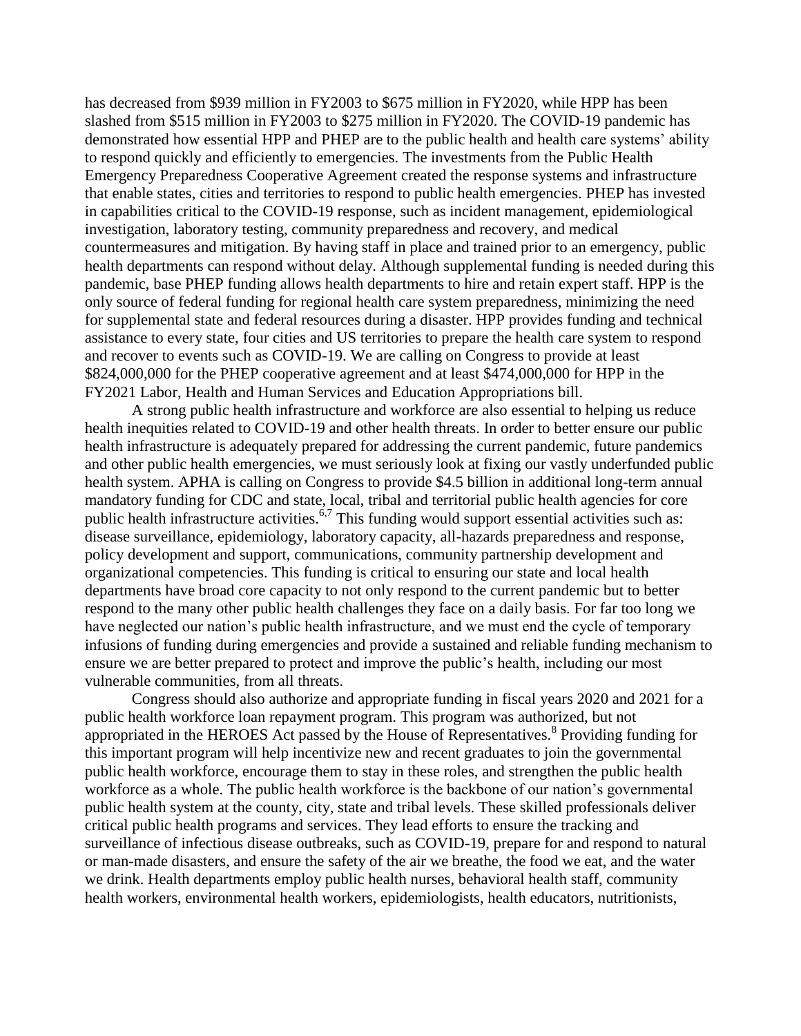has decreased from $939 million in FY2003 to $675 million in FY2020, while HPP has been slashed from $515 million in FY2003 to $275 million in FY2020. The COVID-19 pandemic has demonstrated how essential HPP and PHEP are to the public health and health care systems' ability to respond quickly and efficiently to emergencies. The investments from the Public Health Emergency Preparedness Cooperative Agreement created the response systems and infrastructure that enable states, cities and territories to respond to public health emergencies. PHEP has invested in capabilities critical to the COVID-19 response, such as incident management, epidemiological investigation, laboratory testing, community preparedness and recovery, and medical countermeasures and mitigation. By having staff in place and trained prior to an emergency, public health departments can respond without delay. Although supplemental funding is needed during this pandemic, base PHEP funding allows health departments to hire and retain expert staff. HPP is the only source of federal funding for regional health care system preparedness, minimizing the need for supplemental state and federal resources during a disaster. HPP provides funding and technical assistance to every state, four cities and US territories to prepare the health care system to respond and recover to events such as COVID-19. We are calling on Congress to provide at least $824,000,000 for the PHEP cooperative agreement and at least $474,000,000 for HPP in the FY2021 Labor, Health and Human Services and Education Appropriations bill.

A strong public health infrastructure and workforce are also essential to helping us reduce health inequities related to COVID-19 and other health threats. In order to better ensure our public health infrastructure is adequately prepared for addressing the current pandemic, future pandemics and other public health emergencies, we must seriously look at fixing our vastly underfunded public health system. APHA is calling on Congress to provide $4.5 billion in additional long-term annual mandatory funding for CDC and state, local, tribal and territorial public health agencies for core public health infrastructure activities.[6,7] This funding would support essential activities such as: disease surveillance, epidemiology, laboratory capacity, all-hazards preparedness and response, policy development and support, communications, community partnership development and organizational competencies. This funding is critical to ensuring our state and local health departments have broad core capacity to not only respond to the current pandemic but to better respond to the many other public health challenges they face on a daily basis. For far too long we have neglected our nation's public health infrastructure, and we must end the cycle of temporary infusions of funding during emergencies and provide a sustained and reliable funding mechanism to ensure we are better prepared to protect and improve the public's health, including our most vulnerable communities, from all threats.

Congress should also authorize and appropriate funding in fiscal years 2020 and 2021 for a public health workforce loan repayment program. This program was authorized, but not appropriated in the HEROES Act passed by the House of Representatives.[8] Providing funding for this important program will help incentivize new and recent graduates to join the governmental public health workforce, encourage them to stay in these roles, and strengthen the public health workforce as a whole. The public health workforce is the backbone of our nation's governmental public health system at the county, city, state and tribal levels. These skilled professionals deliver critical public health programs and services. They lead efforts to ensure the tracking and surveillance of infectious disease outbreaks, such as COVID-19, prepare for and respond to natural or man-made disasters, and ensure the safety of the air we breathe, the food we eat, and the water we drink. Health departments employ public health nurses, behavioral health staff, community health workers, environmental health workers, epidemiologists, health educators, nutritionists,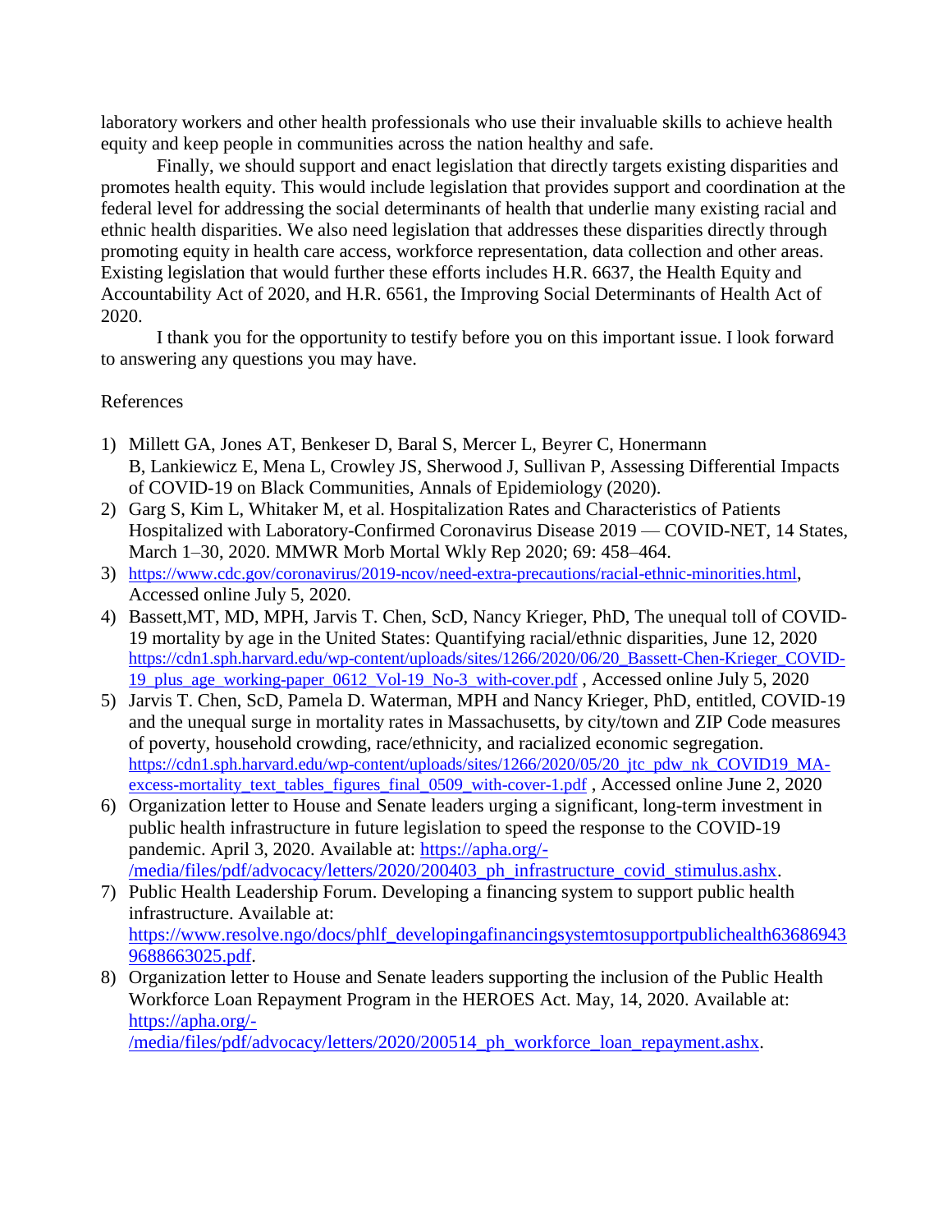laboratory workers and other health professionals who use their invaluable skills to achieve health equity and keep people in communities across the nation healthy and safe.

Finally, we should support and enact legislation that directly targets existing disparities and promotes health equity. This would include legislation that provides support and coordination at the federal level for addressing the social determinants of health that underlie many existing racial and ethnic health disparities. We also need legislation that addresses these disparities directly through promoting equity in health care access, workforce representation, data collection and other areas. Existing legislation that would further these efforts includes H.R. 6637, the Health Equity and Accountability Act of 2020, and H.R. 6561, the Improving Social Determinants of Health Act of 2020.

I thank you for the opportunity to testify before you on this important issue. I look forward to answering any questions you may have.

References

1) Millett GA, Jones AT, Benkeser D, Baral S, Mercer L, Beyrer C, Honermann B, Lankiewicz E, Mena L, Crowley JS, Sherwood J, Sullivan P, Assessing Differential Impacts of COVID-19 on Black Communities, Annals of Epidemiology (2020).
2) Garg S, Kim L, Whitaker M, et al. Hospitalization Rates and Characteristics of Patients Hospitalized with Laboratory-Confirmed Coronavirus Disease 2019 — COVID-NET, 14 States, March 1–30, 2020. MMWR Morb Mortal Wkly Rep 2020; 69: 458–464.
3) https://www.cdc.gov/coronavirus/2019-ncov/need-extra-precautions/racial-ethnic-minorities.html, Accessed online July 5, 2020.
4) Bassett,MT, MD, MPH, Jarvis T. Chen, ScD, Nancy Krieger, PhD, The unequal toll of COVID-19 mortality by age in the United States: Quantifying racial/ethnic disparities, June 12, 2020 https://cdn1.sph.harvard.edu/wp-content/uploads/sites/1266/2020/06/20_Bassett-Chen-Krieger_COVID-19_plus_age_working-paper_0612_Vol-19_No-3_with-cover.pdf , Accessed online July 5, 2020
5) Jarvis T. Chen, ScD, Pamela D. Waterman, MPH and Nancy Krieger, PhD, entitled, COVID-19 and the unequal surge in mortality rates in Massachusetts, by city/town and ZIP Code measures of poverty, household crowding, race/ethnicity, and racialized economic segregation. https://cdn1.sph.harvard.edu/wp-content/uploads/sites/1266/2020/05/20_jtc_pdw_nk_COVID19_MA-excess-mortality_text_tables_figures_final_0509_with-cover-1.pdf , Accessed online June 2, 2020
6) Organization letter to House and Senate leaders urging a significant, long-term investment in public health infrastructure in future legislation to speed the response to the COVID-19 pandemic. April 3, 2020. Available at: https://apha.org/-/media/files/pdf/advocacy/letters/2020/200403_ph_infrastructure_covid_stimulus.ashx.
7) Public Health Leadership Forum. Developing a financing system to support public health infrastructure. Available at: https://www.resolve.ngo/docs/phlf_developingafinancingsystemtosupportpublichealth636869439688663025.pdf.
8) Organization letter to House and Senate leaders supporting the inclusion of the Public Health Workforce Loan Repayment Program in the HEROES Act. May, 14, 2020. Available at: https://apha.org/-/media/files/pdf/advocacy/letters/2020/200514_ph_workforce_loan_repayment.ashx.